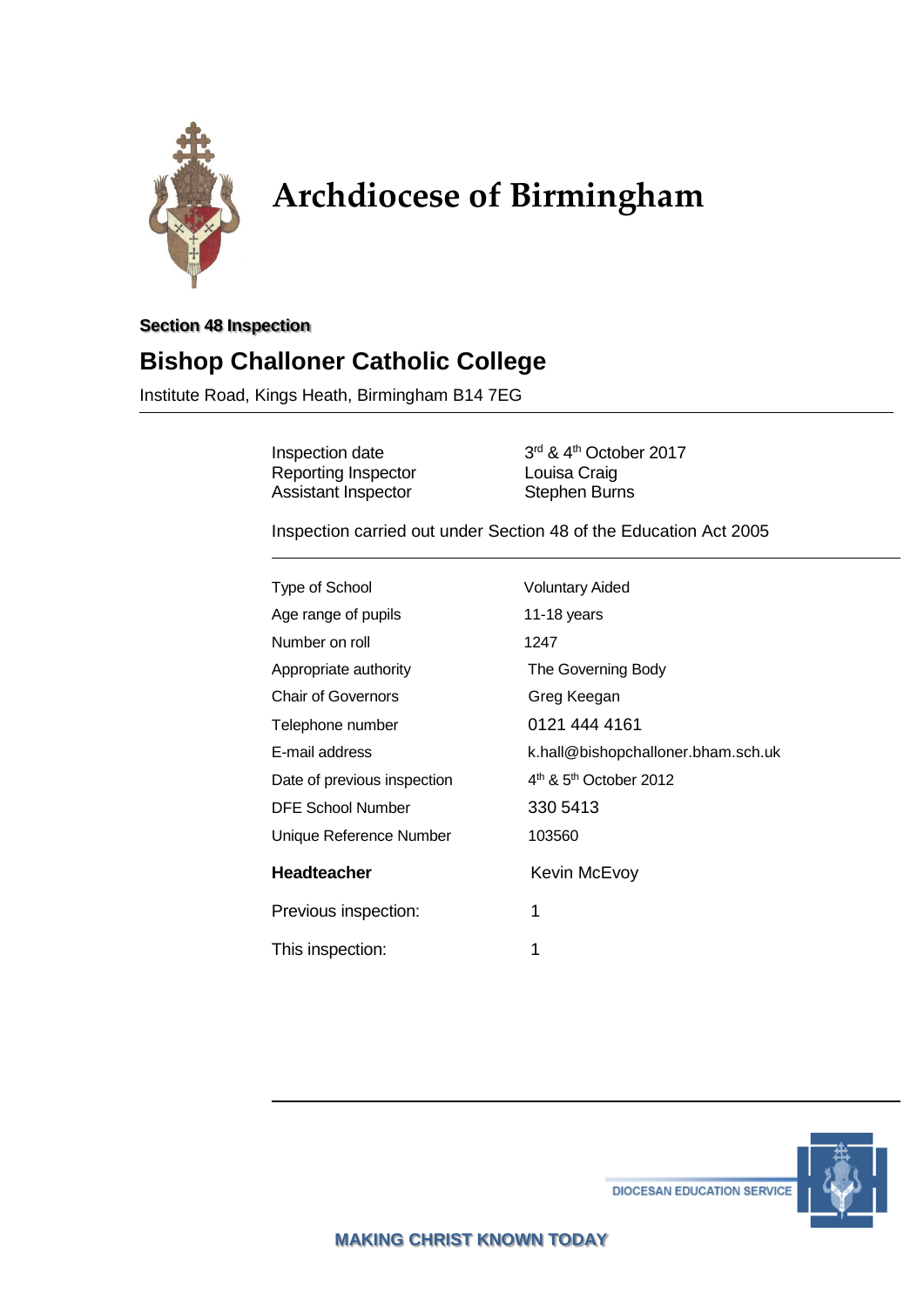# Archdiocese of Birmingham

**Section 48 Inspection**

## Bishop Challoner Catholic College

Institute Road, Kings Heath, Birmingham B14 7EG

| | |
|---|---|
| Inspection date | 3rd & 4th October 2017 |
| Reporting Inspector | Louisa Craig |
| Assistant Inspector | Stephen Burns |

Inspection carried out under Section 48 of the Education Act 2005

| | |
|---|---|
| Type of School | Voluntary Aided |
| Age range of pupils | 11-18 years |
| Number on roll | 1247 |
| Appropriate authority | The Governing Body |
| Chair of Governors | Greg Keegan |
| Telephone number | 0121 444 4161 |
| E-mail address | k.hall@bishopchalloner.bham.sch.uk |
| Date of previous inspection | 4th & 5th October 2012 |
| DFE School Number | 330 5413 |
| Unique Reference Number | 103560 |
| **Headteacher** | Kevin McEvoy |
| Previous inspection: | 1 |
| This inspection: | 1 |

DIOCESAN EDUCATION SERVICE

MAKING CHRIST KNOWN TODAY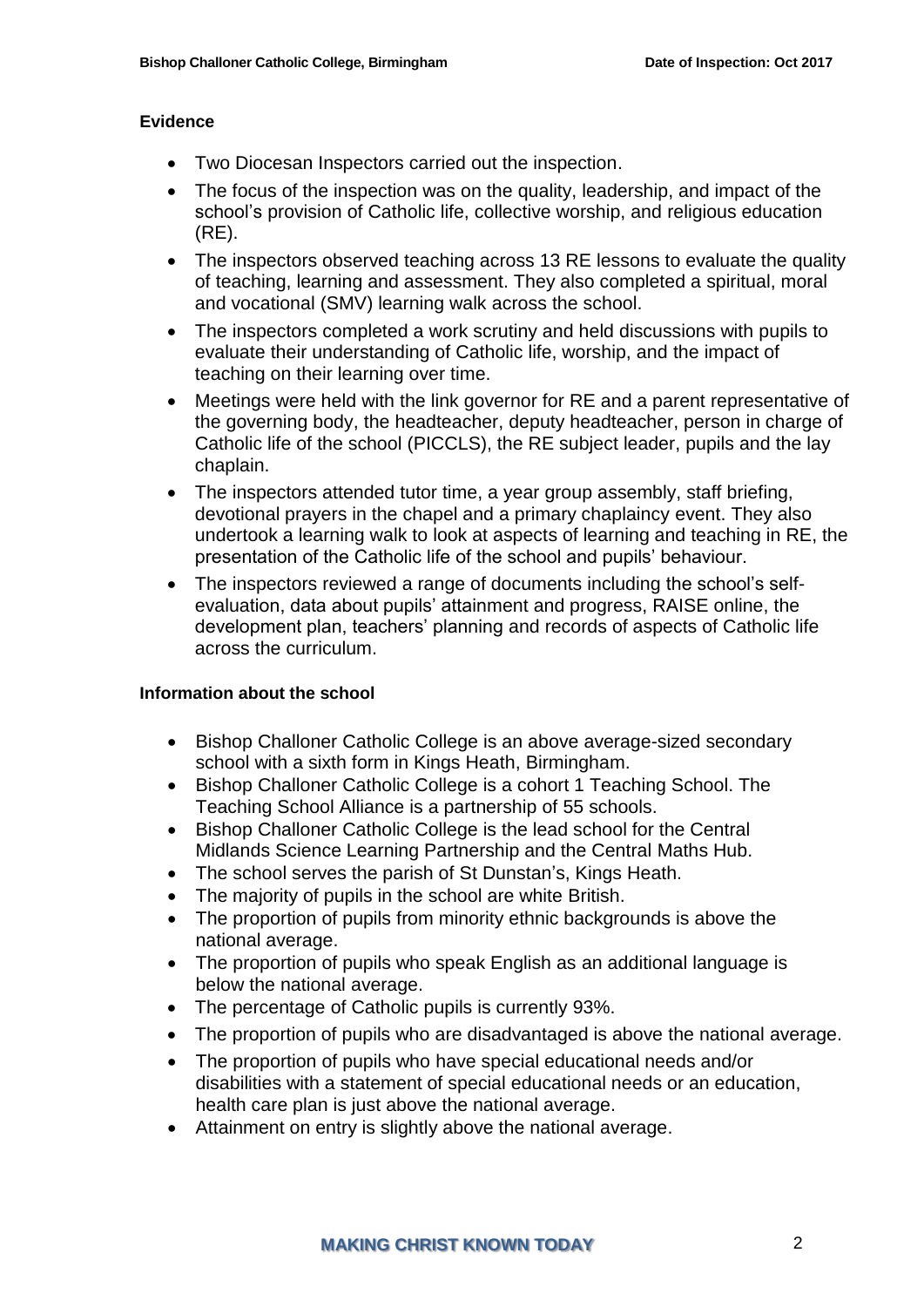**Evidence**

- Two Diocesan Inspectors carried out the inspection.
- The focus of the inspection was on the quality, leadership, and impact of the school's provision of Catholic life, collective worship, and religious education (RE).
- The inspectors observed teaching across 13 RE lessons to evaluate the quality of teaching, learning and assessment. They also completed a spiritual, moral and vocational (SMV) learning walk across the school.
- The inspectors completed a work scrutiny and held discussions with pupils to evaluate their understanding of Catholic life, worship, and the impact of teaching on their learning over time.
- Meetings were held with the link governor for RE and a parent representative of the governing body, the headteacher, deputy headteacher, person in charge of Catholic life of the school (PICCLS), the RE subject leader, pupils and the lay chaplain.
- The inspectors attended tutor time, a year group assembly, staff briefing, devotional prayers in the chapel and a primary chaplaincy event. They also undertook a learning walk to look at aspects of learning and teaching in RE, the presentation of the Catholic life of the school and pupils' behaviour.
- The inspectors reviewed a range of documents including the school's self-evaluation, data about pupils' attainment and progress, RAISE online, the development plan, teachers' planning and records of aspects of Catholic life across the curriculum.

**Information about the school**

- Bishop Challoner Catholic College is an above average-sized secondary school with a sixth form in Kings Heath, Birmingham.
- Bishop Challoner Catholic College is a cohort 1 Teaching School. The Teaching School Alliance is a partnership of 55 schools.
- Bishop Challoner Catholic College is the lead school for the Central Midlands Science Learning Partnership and the Central Maths Hub.
- The school serves the parish of St Dunstan's, Kings Heath.
- The majority of pupils in the school are white British.
- The proportion of pupils from minority ethnic backgrounds is above the national average.
- The proportion of pupils who speak English as an additional language is below the national average.
- The percentage of Catholic pupils is currently 93%.
- The proportion of pupils who are disadvantaged is above the national average.
- The proportion of pupils who have special educational needs and/or disabilities with a statement of special educational needs or an education, health care plan is just above the national average.
- Attainment on entry is slightly above the national average.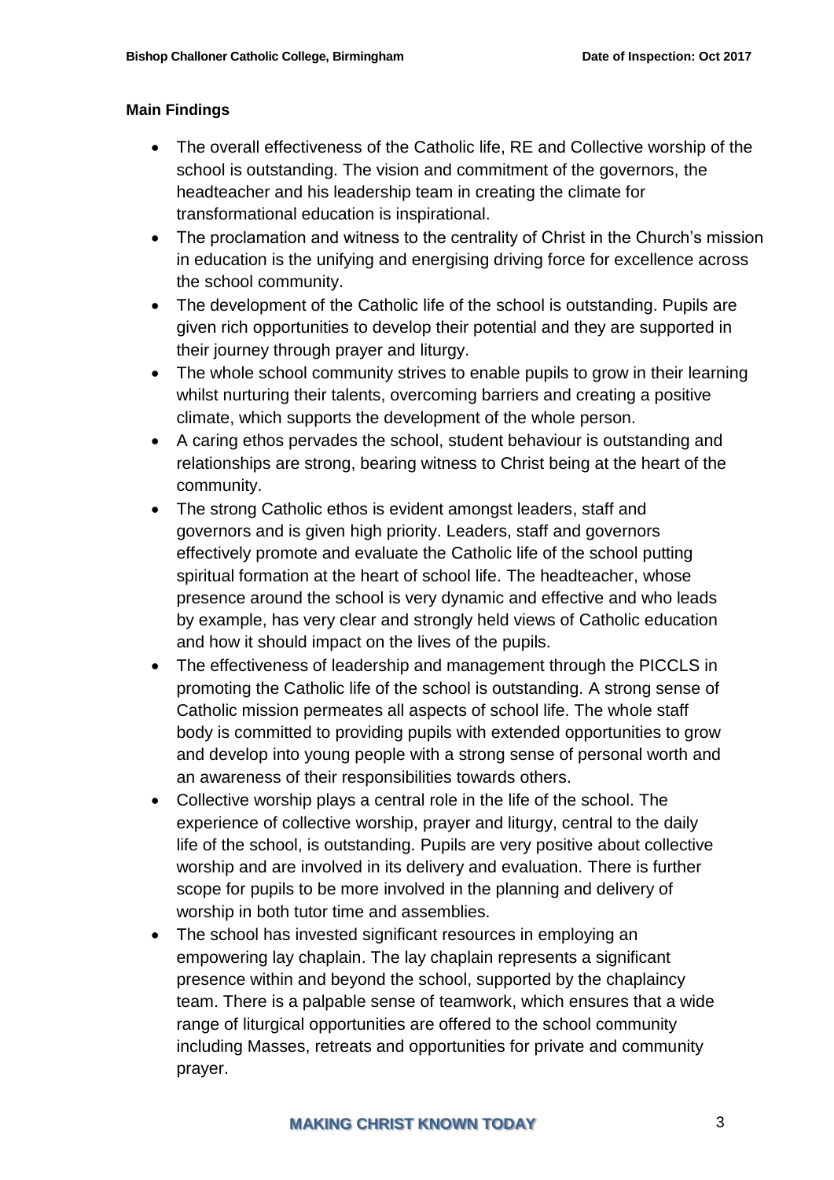**Main Findings**

- The overall effectiveness of the Catholic life, RE and Collective worship of the school is outstanding. The vision and commitment of the governors, the headteacher and his leadership team in creating the climate for transformational education is inspirational.
- The proclamation and witness to the centrality of Christ in the Church's mission in education is the unifying and energising driving force for excellence across the school community.
- The development of the Catholic life of the school is outstanding. Pupils are given rich opportunities to develop their potential and they are supported in their journey through prayer and liturgy.
- The whole school community strives to enable pupils to grow in their learning whilst nurturing their talents, overcoming barriers and creating a positive climate, which supports the development of the whole person.
- A caring ethos pervades the school, student behaviour is outstanding and relationships are strong, bearing witness to Christ being at the heart of the community.
- The strong Catholic ethos is evident amongst leaders, staff and governors and is given high priority. Leaders, staff and governors effectively promote and evaluate the Catholic life of the school putting spiritual formation at the heart of school life. The headteacher, whose presence around the school is very dynamic and effective and who leads by example, has very clear and strongly held views of Catholic education and how it should impact on the lives of the pupils.
- The effectiveness of leadership and management through the PICCLS in promoting the Catholic life of the school is outstanding. A strong sense of Catholic mission permeates all aspects of school life. The whole staff body is committed to providing pupils with extended opportunities to grow and develop into young people with a strong sense of personal worth and an awareness of their responsibilities towards others.
- Collective worship plays a central role in the life of the school. The experience of collective worship, prayer and liturgy, central to the daily life of the school, is outstanding. Pupils are very positive about collective worship and are involved in its delivery and evaluation. There is further scope for pupils to be more involved in the planning and delivery of worship in both tutor time and assemblies.
- The school has invested significant resources in employing an empowering lay chaplain. The lay chaplain represents a significant presence within and beyond the school, supported by the chaplaincy team. There is a palpable sense of teamwork, which ensures that a wide range of liturgical opportunities are offered to the school community including Masses, retreats and opportunities for private and community prayer.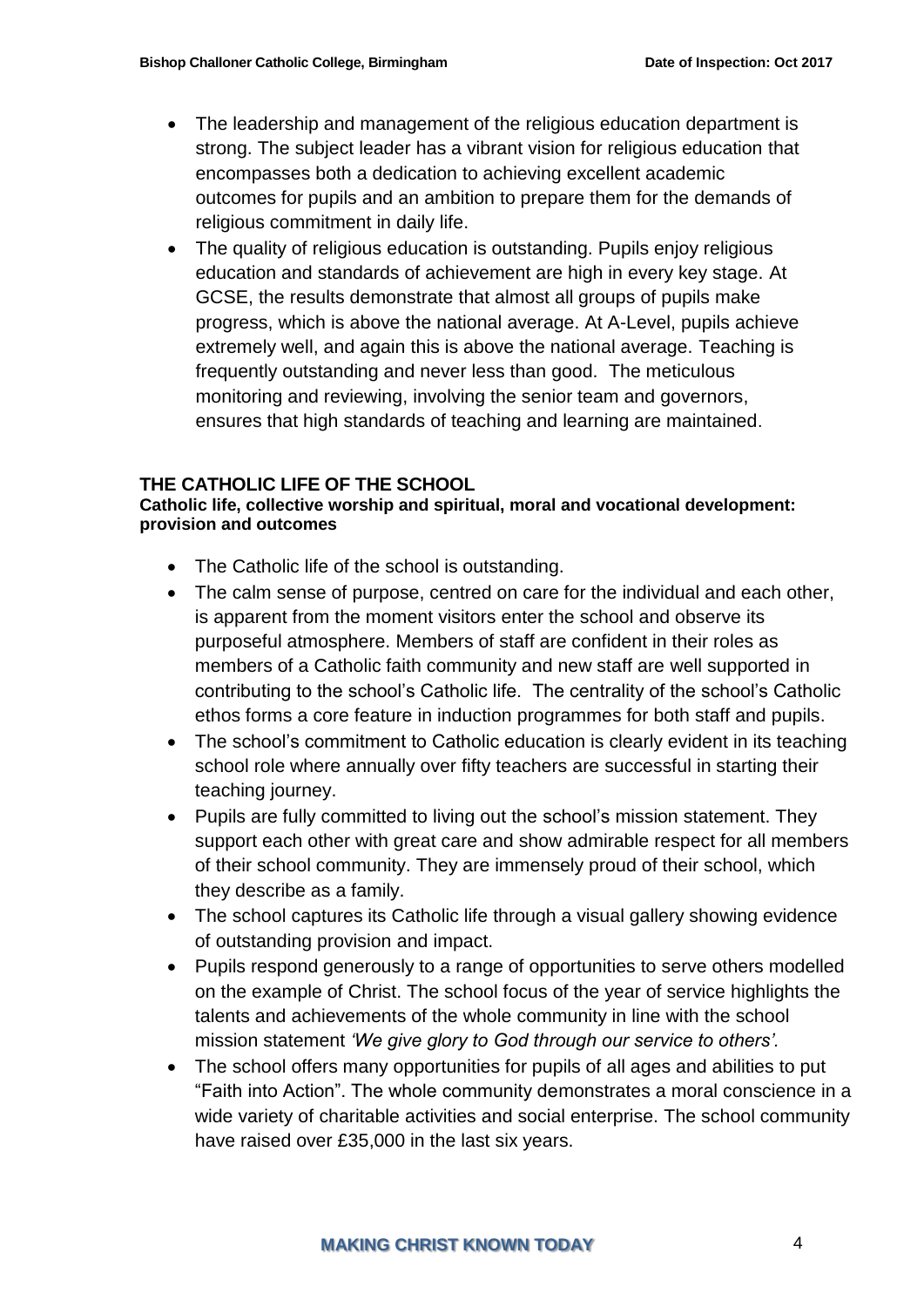- The leadership and management of the religious education department is strong. The subject leader has a vibrant vision for religious education that encompasses both a dedication to achieving excellent academic outcomes for pupils and an ambition to prepare them for the demands of religious commitment in daily life.
- The quality of religious education is outstanding. Pupils enjoy religious education and standards of achievement are high in every key stage. At GCSE, the results demonstrate that almost all groups of pupils make progress, which is above the national average. At A-Level, pupils achieve extremely well, and again this is above the national average. Teaching is frequently outstanding and never less than good. The meticulous monitoring and reviewing, involving the senior team and governors, ensures that high standards of teaching and learning are maintained.

## THE CATHOLIC LIFE OF THE SCHOOL

**Catholic life, collective worship and spiritual, moral and vocational development: provision and outcomes**

- The Catholic life of the school is outstanding.
- The calm sense of purpose, centred on care for the individual and each other, is apparent from the moment visitors enter the school and observe its purposeful atmosphere. Members of staff are confident in their roles as members of a Catholic faith community and new staff are well supported in contributing to the school's Catholic life. The centrality of the school's Catholic ethos forms a core feature in induction programmes for both staff and pupils.
- The school's commitment to Catholic education is clearly evident in its teaching school role where annually over fifty teachers are successful in starting their teaching journey.
- Pupils are fully committed to living out the school's mission statement. They support each other with great care and show admirable respect for all members of their school community. They are immensely proud of their school, which they describe as a family.
- The school captures its Catholic life through a visual gallery showing evidence of outstanding provision and impact.
- Pupils respond generously to a range of opportunities to serve others modelled on the example of Christ. The school focus of the year of service highlights the talents and achievements of the whole community in line with the school mission statement *'We give glory to God through our service to others'.*
- The school offers many opportunities for pupils of all ages and abilities to put "Faith into Action". The whole community demonstrates a moral conscience in a wide variety of charitable activities and social enterprise. The school community have raised over £35,000 in the last six years.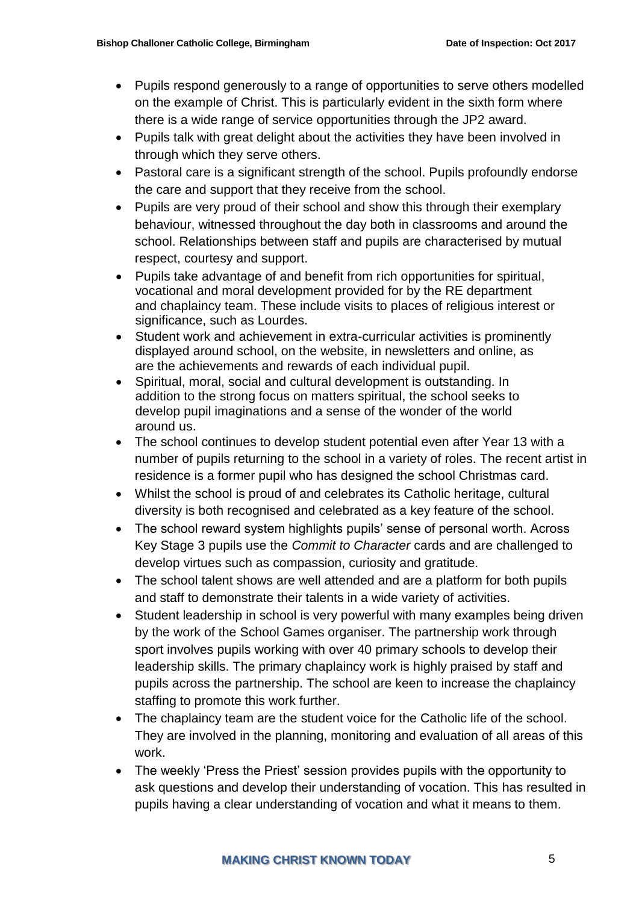- Pupils respond generously to a range of opportunities to serve others modelled on the example of Christ. This is particularly evident in the sixth form where there is a wide range of service opportunities through the JP2 award.
- Pupils talk with great delight about the activities they have been involved in through which they serve others.
- Pastoral care is a significant strength of the school. Pupils profoundly endorse the care and support that they receive from the school.
- Pupils are very proud of their school and show this through their exemplary behaviour, witnessed throughout the day both in classrooms and around the school. Relationships between staff and pupils are characterised by mutual respect, courtesy and support.
- Pupils take advantage of and benefit from rich opportunities for spiritual, vocational and moral development provided for by the RE department and chaplaincy team. These include visits to places of religious interest or significance, such as Lourdes.
- Student work and achievement in extra-curricular activities is prominently displayed around school, on the website, in newsletters and online, as are the achievements and rewards of each individual pupil.
- Spiritual, moral, social and cultural development is outstanding. In addition to the strong focus on matters spiritual, the school seeks to develop pupil imaginations and a sense of the wonder of the world around us.
- The school continues to develop student potential even after Year 13 with a number of pupils returning to the school in a variety of roles. The recent artist in residence is a former pupil who has designed the school Christmas card.
- Whilst the school is proud of and celebrates its Catholic heritage, cultural diversity is both recognised and celebrated as a key feature of the school.
- The school reward system highlights pupils' sense of personal worth. Across Key Stage 3 pupils use the *Commit to Character* cards and are challenged to develop virtues such as compassion, curiosity and gratitude.
- The school talent shows are well attended and are a platform for both pupils and staff to demonstrate their talents in a wide variety of activities.
- Student leadership in school is very powerful with many examples being driven by the work of the School Games organiser. The partnership work through sport involves pupils working with over 40 primary schools to develop their leadership skills. The primary chaplaincy work is highly praised by staff and pupils across the partnership. The school are keen to increase the chaplaincy staffing to promote this work further.
- The chaplaincy team are the student voice for the Catholic life of the school. They are involved in the planning, monitoring and evaluation of all areas of this work.
- The weekly 'Press the Priest' session provides pupils with the opportunity to ask questions and develop their understanding of vocation. This has resulted in pupils having a clear understanding of vocation and what it means to them.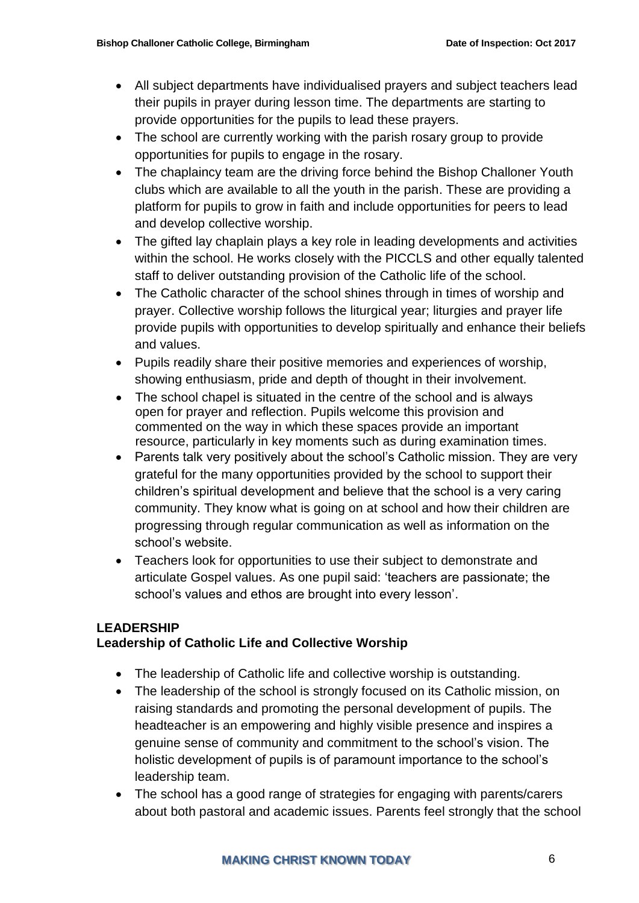- All subject departments have individualised prayers and subject teachers lead their pupils in prayer during lesson time. The departments are starting to provide opportunities for the pupils to lead these prayers.
- The school are currently working with the parish rosary group to provide opportunities for pupils to engage in the rosary.
- The chaplaincy team are the driving force behind the Bishop Challoner Youth clubs which are available to all the youth in the parish. These are providing a platform for pupils to grow in faith and include opportunities for peers to lead and develop collective worship.
- The gifted lay chaplain plays a key role in leading developments and activities within the school. He works closely with the PICCLS and other equally talented staff to deliver outstanding provision of the Catholic life of the school.
- The Catholic character of the school shines through in times of worship and prayer. Collective worship follows the liturgical year; liturgies and prayer life provide pupils with opportunities to develop spiritually and enhance their beliefs and values.
- Pupils readily share their positive memories and experiences of worship, showing enthusiasm, pride and depth of thought in their involvement.
- The school chapel is situated in the centre of the school and is always open for prayer and reflection. Pupils welcome this provision and commented on the way in which these spaces provide an important resource, particularly in key moments such as during examination times.
- Parents talk very positively about the school's Catholic mission. They are very grateful for the many opportunities provided by the school to support their children's spiritual development and believe that the school is a very caring community. They know what is going on at school and how their children are progressing through regular communication as well as information on the school's website.
- Teachers look for opportunities to use their subject to demonstrate and articulate Gospel values. As one pupil said: 'teachers are passionate; the school's values and ethos are brought into every lesson'.

## LEADERSHIP

### Leadership of Catholic Life and Collective Worship

- The leadership of Catholic life and collective worship is outstanding.
- The leadership of the school is strongly focused on its Catholic mission, on raising standards and promoting the personal development of pupils. The headteacher is an empowering and highly visible presence and inspires a genuine sense of community and commitment to the school's vision. The holistic development of pupils is of paramount importance to the school's leadership team.
- The school has a good range of strategies for engaging with parents/carers about both pastoral and academic issues. Parents feel strongly that the school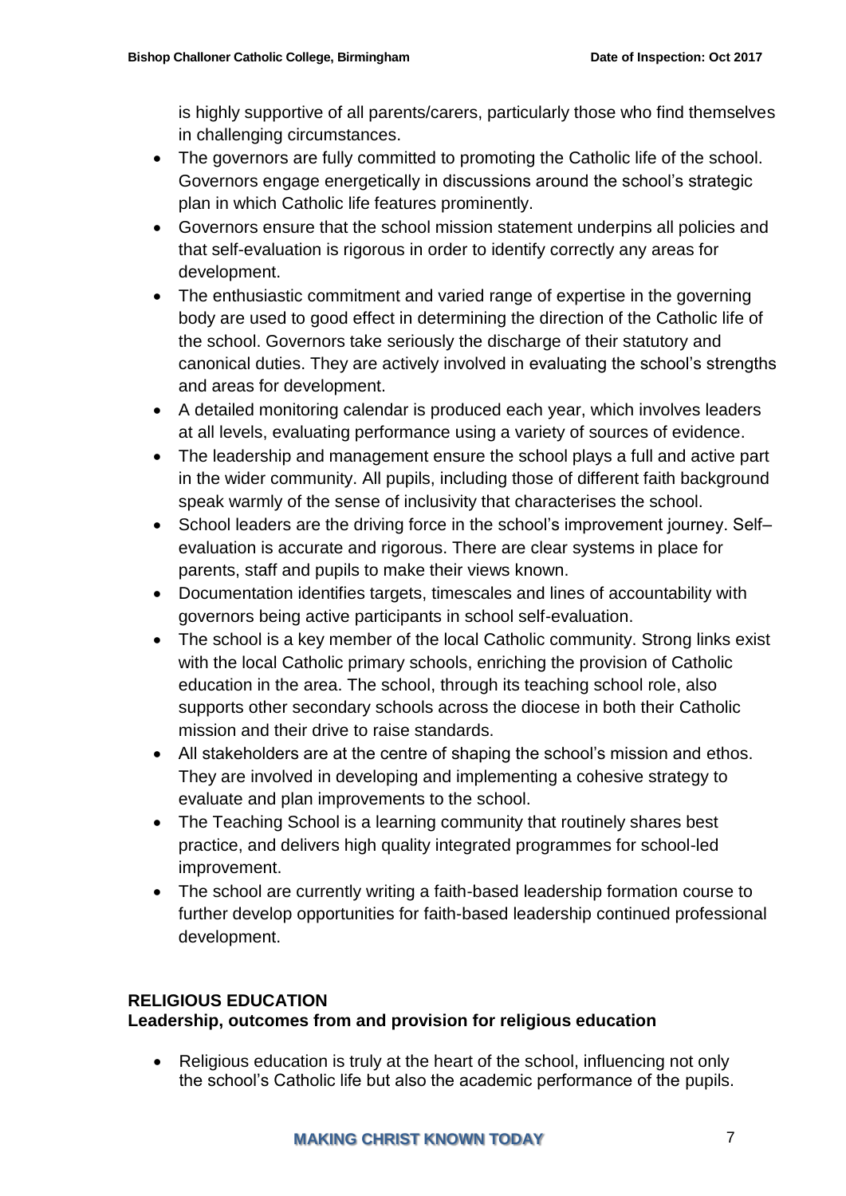is highly supportive of all parents/carers, particularly those who find themselves in challenging circumstances.

- The governors are fully committed to promoting the Catholic life of the school. Governors engage energetically in discussions around the school's strategic plan in which Catholic life features prominently.
- Governors ensure that the school mission statement underpins all policies and that self-evaluation is rigorous in order to identify correctly any areas for development.
- The enthusiastic commitment and varied range of expertise in the governing body are used to good effect in determining the direction of the Catholic life of the school. Governors take seriously the discharge of their statutory and canonical duties. They are actively involved in evaluating the school's strengths and areas for development.
- A detailed monitoring calendar is produced each year, which involves leaders at all levels, evaluating performance using a variety of sources of evidence.
- The leadership and management ensure the school plays a full and active part in the wider community. All pupils, including those of different faith background speak warmly of the sense of inclusivity that characterises the school.
- School leaders are the driving force in the school's improvement journey. Self–evaluation is accurate and rigorous. There are clear systems in place for parents, staff and pupils to make their views known.
- Documentation identifies targets, timescales and lines of accountability with governors being active participants in school self-evaluation.
- The school is a key member of the local Catholic community. Strong links exist with the local Catholic primary schools, enriching the provision of Catholic education in the area. The school, through its teaching school role, also supports other secondary schools across the diocese in both their Catholic mission and their drive to raise standards.
- All stakeholders are at the centre of shaping the school's mission and ethos. They are involved in developing and implementing a cohesive strategy to evaluate and plan improvements to the school.
- The Teaching School is a learning community that routinely shares best practice, and delivers high quality integrated programmes for school-led improvement.
- The school are currently writing a faith-based leadership formation course to further develop opportunities for faith-based leadership continued professional development.

## RELIGIOUS EDUCATION

### Leadership, outcomes from and provision for religious education

- Religious education is truly at the heart of the school, influencing not only the school's Catholic life but also the academic performance of the pupils.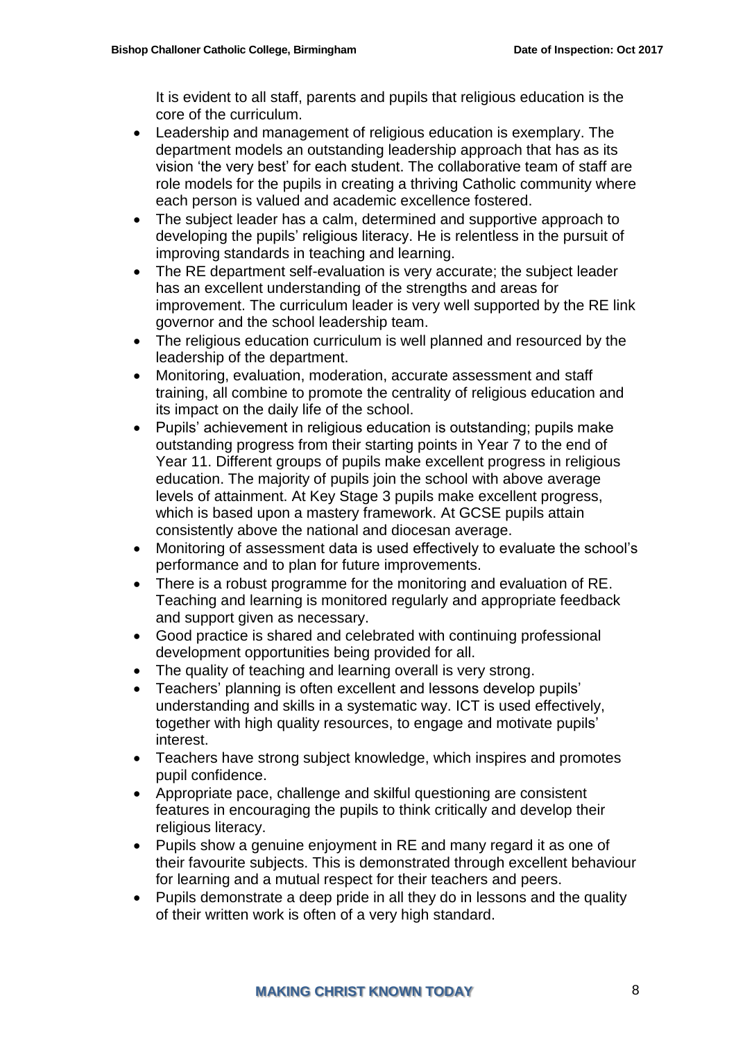It is evident to all staff, parents and pupils that religious education is the core of the curriculum.

- Leadership and management of religious education is exemplary. The department models an outstanding leadership approach that has as its vision 'the very best' for each student. The collaborative team of staff are role models for the pupils in creating a thriving Catholic community where each person is valued and academic excellence fostered.
- The subject leader has a calm, determined and supportive approach to developing the pupils' religious literacy. He is relentless in the pursuit of improving standards in teaching and learning.
- The RE department self-evaluation is very accurate; the subject leader has an excellent understanding of the strengths and areas for improvement. The curriculum leader is very well supported by the RE link governor and the school leadership team.
- The religious education curriculum is well planned and resourced by the leadership of the department.
- Monitoring, evaluation, moderation, accurate assessment and staff training, all combine to promote the centrality of religious education and its impact on the daily life of the school.
- Pupils' achievement in religious education is outstanding; pupils make outstanding progress from their starting points in Year 7 to the end of Year 11. Different groups of pupils make excellent progress in religious education. The majority of pupils join the school with above average levels of attainment. At Key Stage 3 pupils make excellent progress, which is based upon a mastery framework. At GCSE pupils attain consistently above the national and diocesan average.
- Monitoring of assessment data is used effectively to evaluate the school's performance and to plan for future improvements.
- There is a robust programme for the monitoring and evaluation of RE. Teaching and learning is monitored regularly and appropriate feedback and support given as necessary.
- Good practice is shared and celebrated with continuing professional development opportunities being provided for all.
- The quality of teaching and learning overall is very strong.
- Teachers' planning is often excellent and lessons develop pupils' understanding and skills in a systematic way. ICT is used effectively, together with high quality resources, to engage and motivate pupils' interest.
- Teachers have strong subject knowledge, which inspires and promotes pupil confidence.
- Appropriate pace, challenge and skilful questioning are consistent features in encouraging the pupils to think critically and develop their religious literacy.
- Pupils show a genuine enjoyment in RE and many regard it as one of their favourite subjects. This is demonstrated through excellent behaviour for learning and a mutual respect for their teachers and peers.
- Pupils demonstrate a deep pride in all they do in lessons and the quality of their written work is often of a very high standard.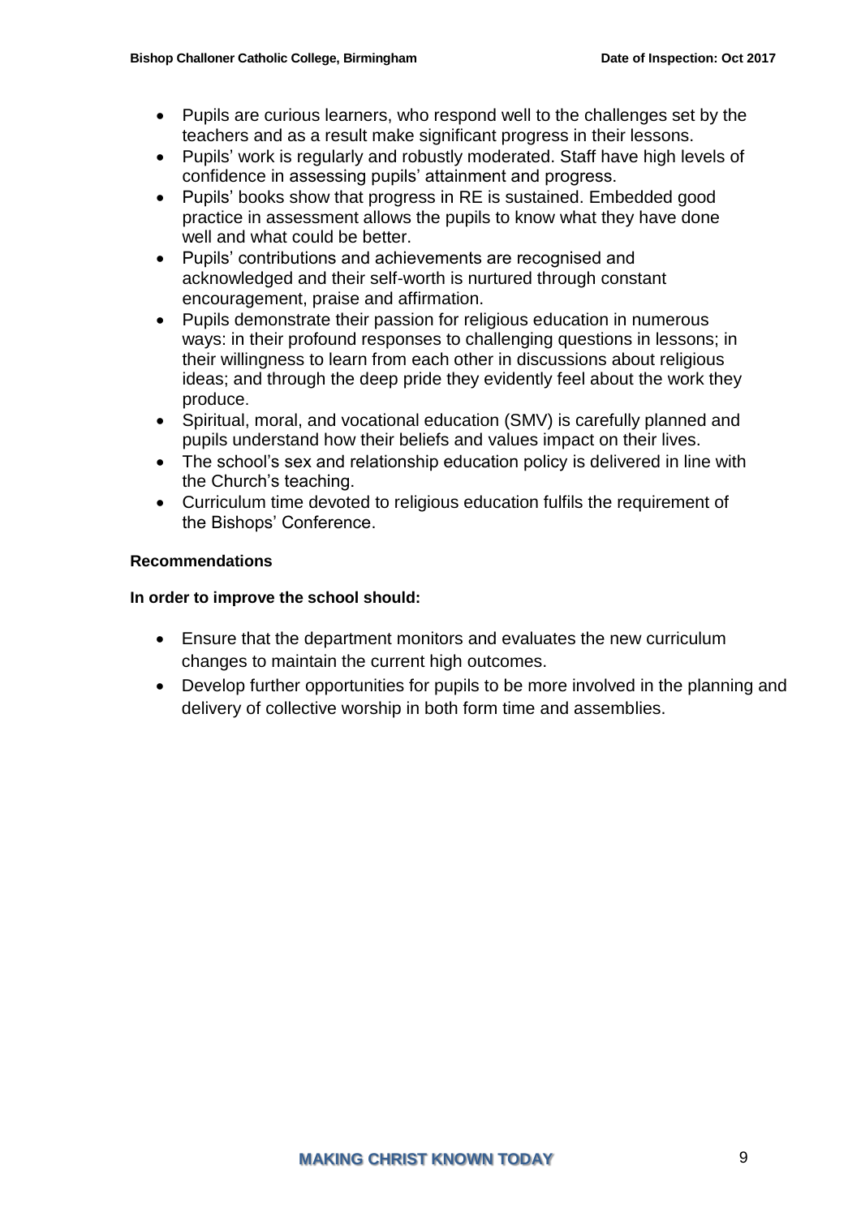- Pupils are curious learners, who respond well to the challenges set by the teachers and as a result make significant progress in their lessons.
- Pupils' work is regularly and robustly moderated. Staff have high levels of confidence in assessing pupils' attainment and progress.
- Pupils' books show that progress in RE is sustained. Embedded good practice in assessment allows the pupils to know what they have done well and what could be better.
- Pupils' contributions and achievements are recognised and acknowledged and their self-worth is nurtured through constant encouragement, praise and affirmation.
- Pupils demonstrate their passion for religious education in numerous ways: in their profound responses to challenging questions in lessons; in their willingness to learn from each other in discussions about religious ideas; and through the deep pride they evidently feel about the work they produce.
- Spiritual, moral, and vocational education (SMV) is carefully planned and pupils understand how their beliefs and values impact on their lives.
- The school's sex and relationship education policy is delivered in line with the Church's teaching.
- Curriculum time devoted to religious education fulfils the requirement of the Bishops' Conference.

**Recommendations**

**In order to improve the school should:**

- Ensure that the department monitors and evaluates the new curriculum changes to maintain the current high outcomes.
- Develop further opportunities for pupils to be more involved in the planning and delivery of collective worship in both form time and assemblies.